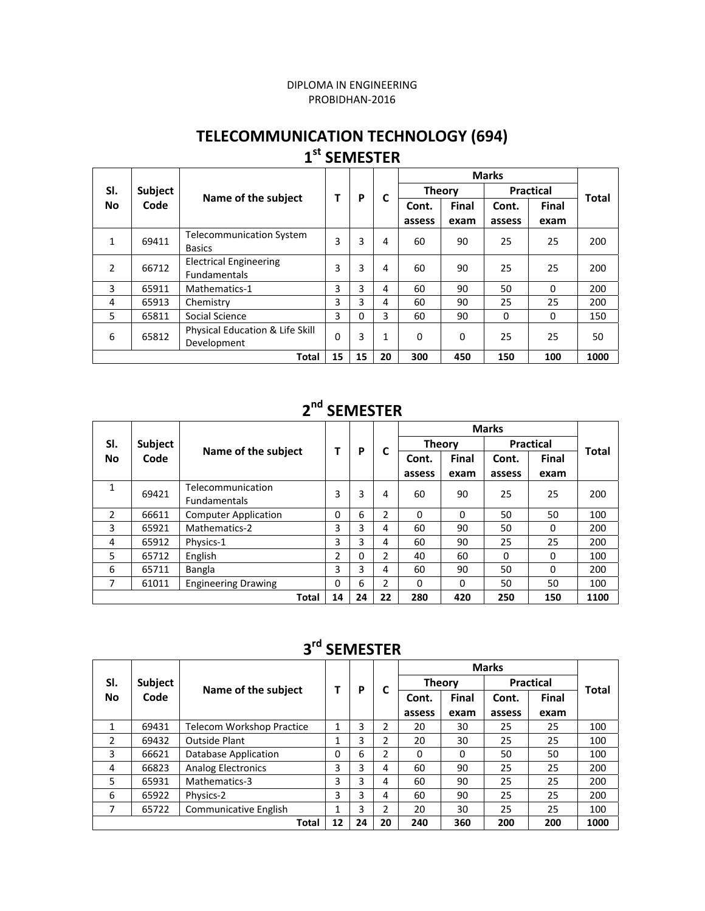DIPLOMA IN ENGINEERING
PROBIDHAN-2016

# TELECOMMUNICATION TECHNOLOGY (694)

## 1st SEMESTER

| Sl. No | Subject Code | Name of the subject | T | P | C | Marks | | | | Total |
|---|---|---|---|---|---|---|---|---|---|---|
| | | | | | | Theory | | Practical | | |
| | | | | | | Cont. assess | Final exam | Cont. assess | Final exam | |
| 1 | 69411 | Telecommunication System Basics | 3 | 3 | 4 | 60 | 90 | 25 | 25 | 200 |
| 2 | 66712 | Electrical Engineering Fundamentals | 3 | 3 | 4 | 60 | 90 | 25 | 25 | 200 |
| 3 | 65911 | Mathematics-1 | 3 | 3 | 4 | 60 | 90 | 50 | 0 | 200 |
| 4 | 65913 | Chemistry | 3 | 3 | 4 | 60 | 90 | 25 | 25 | 200 |
| 5 | 65811 | Social Science | 3 | 0 | 3 | 60 | 90 | 0 | 0 | 150 |
| 6 | 65812 | Physical Education & Life Skill Development | 0 | 3 | 1 | 0 | 0 | 25 | 25 | 50 |
| | | **Total** | **15** | **15** | **20** | **300** | **450** | **150** | **100** | **1000** |

## 2nd SEMESTER

| Sl. No | Subject Code | Name of the subject | T | P | C | Marks | | | | Total |
|---|---|---|---|---|---|---|---|---|---|---|
| | | | | | | Theory | | Practical | | |
| | | | | | | Cont. assess | Final exam | Cont. assess | Final exam | |
| 1 | 69421 | Telecommunication Fundamentals | 3 | 3 | 4 | 60 | 90 | 25 | 25 | 200 |
| 2 | 66611 | Computer Application | 0 | 6 | 2 | 0 | 0 | 50 | 50 | 100 |
| 3 | 65921 | Mathematics-2 | 3 | 3 | 4 | 60 | 90 | 50 | 0 | 200 |
| 4 | 65912 | Physics-1 | 3 | 3 | 4 | 60 | 90 | 25 | 25 | 200 |
| 5 | 65712 | English | 2 | 0 | 2 | 40 | 60 | 0 | 0 | 100 |
| 6 | 65711 | Bangla | 3 | 3 | 4 | 60 | 90 | 50 | 0 | 200 |
| 7 | 61011 | Engineering Drawing | 0 | 6 | 2 | 0 | 0 | 50 | 50 | 100 |
| | | **Total** | **14** | **24** | **22** | **280** | **420** | **250** | **150** | **1100** |

## 3rd SEMESTER

| Sl. No | Subject Code | Name of the subject | T | P | C | Marks | | | | Total |
|---|---|---|---|---|---|---|---|---|---|---|
| | | | | | | Theory | | Practical | | |
| | | | | | | Cont. assess | Final exam | Cont. assess | Final exam | |
| 1 | 69431 | Telecom Workshop Practice | 1 | 3 | 2 | 20 | 30 | 25 | 25 | 100 |
| 2 | 69432 | Outside Plant | 1 | 3 | 2 | 20 | 30 | 25 | 25 | 100 |
| 3 | 66621 | Database Application | 0 | 6 | 2 | 0 | 0 | 50 | 50 | 100 |
| 4 | 66823 | Analog Electronics | 3 | 3 | 4 | 60 | 90 | 25 | 25 | 200 |
| 5 | 65931 | Mathematics-3 | 3 | 3 | 4 | 60 | 90 | 25 | 25 | 200 |
| 6 | 65922 | Physics-2 | 3 | 3 | 4 | 60 | 90 | 25 | 25 | 200 |
| 7 | 65722 | Communicative English | 1 | 3 | 2 | 20 | 30 | 25 | 25 | 100 |
| | | **Total** | **12** | **24** | **20** | **240** | **360** | **200** | **200** | **1000** |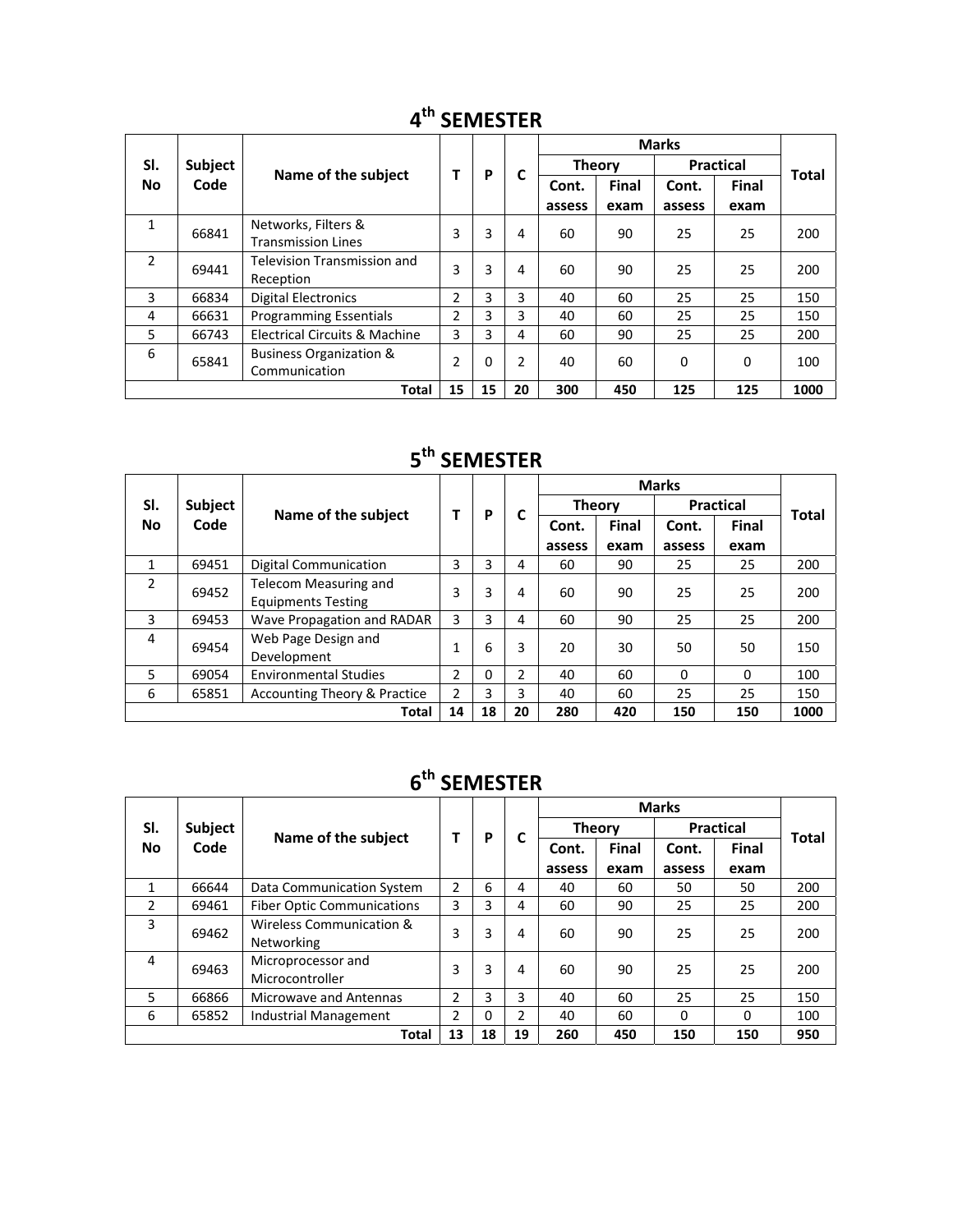## 4th SEMESTER

| Sl. No | Subject Code | Name of the subject | T | P | C | Marks | | | | Total |
|---|---|---|---|---|---|---|---|---|---|---|
| | | | | | | Theory | | Practical | | |
| | | | | | | Cont. assess | Final exam | Cont. assess | Final exam | |
| 1 | 66841 | Networks, Filters & Transmission Lines | 3 | 3 | 4 | 60 | 90 | 25 | 25 | 200 |
| 2 | 69441 | Television Transmission and Reception | 3 | 3 | 4 | 60 | 90 | 25 | 25 | 200 |
| 3 | 66834 | Digital Electronics | 2 | 3 | 3 | 40 | 60 | 25 | 25 | 150 |
| 4 | 66631 | Programming Essentials | 2 | 3 | 3 | 40 | 60 | 25 | 25 | 150 |
| 5 | 66743 | Electrical Circuits & Machine | 3 | 3 | 4 | 60 | 90 | 25 | 25 | 200 |
| 6 | 65841 | Business Organization & Communication | 2 | 0 | 2 | 40 | 60 | 0 | 0 | 100 |
| | | **Total** | **15** | **15** | **20** | **300** | **450** | **125** | **125** | **1000** |

## 5th SEMESTER

| Sl. No | Subject Code | Name of the subject | T | P | C | Marks | | | | Total |
|---|---|---|---|---|---|---|---|---|---|---|
| | | | | | | Theory | | Practical | | |
| | | | | | | Cont. assess | Final exam | Cont. assess | Final exam | |
| 1 | 69451 | Digital Communication | 3 | 3 | 4 | 60 | 90 | 25 | 25 | 200 |
| 2 | 69452 | Telecom Measuring and Equipments Testing | 3 | 3 | 4 | 60 | 90 | 25 | 25 | 200 |
| 3 | 69453 | Wave Propagation and RADAR | 3 | 3 | 4 | 60 | 90 | 25 | 25 | 200 |
| 4 | 69454 | Web Page Design and Development | 1 | 6 | 3 | 20 | 30 | 50 | 50 | 150 |
| 5 | 69054 | Environmental Studies | 2 | 0 | 2 | 40 | 60 | 0 | 0 | 100 |
| 6 | 65851 | Accounting Theory & Practice | 2 | 3 | 3 | 40 | 60 | 25 | 25 | 150 |
| | | **Total** | **14** | **18** | **20** | **280** | **420** | **150** | **150** | **1000** |

## 6th SEMESTER

| Sl. No | Subject Code | Name of the subject | T | P | C | Marks | | | | Total |
|---|---|---|---|---|---|---|---|---|---|---|
| | | | | | | Theory | | Practical | | |
| | | | | | | Cont. assess | Final exam | Cont. assess | Final exam | |
| 1 | 66644 | Data Communication System | 2 | 6 | 4 | 40 | 60 | 50 | 50 | 200 |
| 2 | 69461 | Fiber Optic Communications | 3 | 3 | 4 | 60 | 90 | 25 | 25 | 200 |
| 3 | 69462 | Wireless Communication & Networking | 3 | 3 | 4 | 60 | 90 | 25 | 25 | 200 |
| 4 | 69463 | Microprocessor and Microcontroller | 3 | 3 | 4 | 60 | 90 | 25 | 25 | 200 |
| 5 | 66866 | Microwave and Antennas | 2 | 3 | 3 | 40 | 60 | 25 | 25 | 150 |
| 6 | 65852 | Industrial Management | 2 | 0 | 2 | 40 | 60 | 0 | 0 | 100 |
| | | **Total** | **13** | **18** | **19** | **260** | **450** | **150** | **150** | **950** |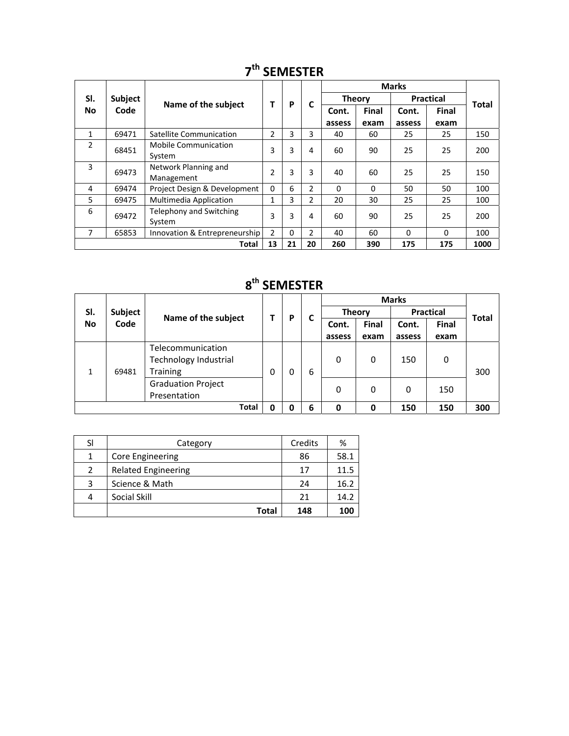## 7$^{th}$ SEMESTER

| Sl. No | Subject Code | Name of the subject | T | P | C | Marks | | | | Total |
|---|---|---|---|---|---|---|---|---|---|---|
| | | | | | | Theory | | Practical | | |
| | | | | | | Cont. assess | Final exam | Cont. assess | Final exam | |
| 1 | 69471 | Satellite Communication | 2 | 3 | 3 | 40 | 60 | 25 | 25 | 150 |
| 2 | 68451 | Mobile Communication System | 3 | 3 | 4 | 60 | 90 | 25 | 25 | 200 |
| 3 | 69473 | Network Planning and Management | 2 | 3 | 3 | 40 | 60 | 25 | 25 | 150 |
| 4 | 69474 | Project Design & Development | 0 | 6 | 2 | 0 | 0 | 50 | 50 | 100 |
| 5 | 69475 | Multimedia Application | 1 | 3 | 2 | 20 | 30 | 25 | 25 | 100 |
| 6 | 69472 | Telephony and Switching System | 3 | 3 | 4 | 60 | 90 | 25 | 25 | 200 |
| 7 | 65853 | Innovation & Entrepreneurship | 2 | 0 | 2 | 40 | 60 | 0 | 0 | 100 |
| | | **Total** | **13** | **21** | **20** | **260** | **390** | **175** | **175** | **1000** |

## 8$^{th}$ SEMESTER

| Sl. No | Subject Code | Name of the subject | T | P | C | Marks | | | | Total |
|---|---|---|---|---|---|---|---|---|---|---|
| | | | | | | Theory | | Practical | | |
| | | | | | | Cont. assess | Final exam | Cont. assess | Final exam | |
| 1 | 69481 | Telecommunication Technology Industrial Training | 0 | 0 | 6 | 0 | 0 | 150 | 0 | 300 |
| | | Graduation Project Presentation | | | | 0 | 0 | 0 | 150 | |
| | | **Total** | **0** | **0** | **6** | **0** | **0** | **150** | **150** | **300** |

| Sl | Category | Credits | % |
|---|---|---|---|
| 1 | Core Engineering | 86 | 58.1 |
| 2 | Related Engineering | 17 | 11.5 |
| 3 | Science & Math | 24 | 16.2 |
| 4 | Social Skill | 21 | 14.2 |
| | **Total** | **148** | **100** |